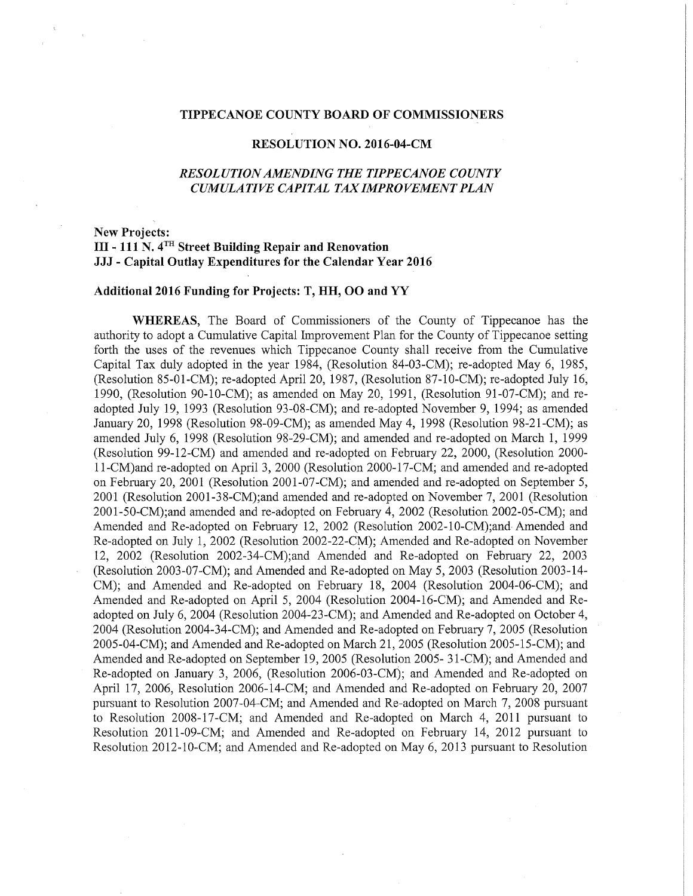# TIPPECANOE COUNTY BOARD OF COMMISSIONERS

## RESOLUTION NO. 2016-04-CM

## *RESOLUTION AMENDING THE TIPPECANOE COUNTY CUMULATIVE CAPITAL TAX IMPROVEMENT PLAN*

**New Projects:**
**III - 111 N. 4TH Street Building Repair and Renovation**
**JJJ - Capital Outlay Expenditures for the Calendar Year 2016**

**Additional 2016 Funding for Projects: T, HH, OO and YY**

**WHEREAS**, The Board of Commissioners of the County of Tippecanoe has the authority to adopt a Cumulative Capital Improvement Plan for the County of Tippecanoe setting forth the uses of the revenues which Tippecanoe County shall receive from the Cumulative Capital Tax duly adopted in the year 1984, (Resolution 84-03-CM); re-adopted May 6, 1985, (Resolution 85-01-CM); re-adopted April 20, 1987, (Resolution 87-10-CM); re-adopted July 16, 1990, (Resolution 90-10-CM); as amended on May 20, 1991, (Resolution 91-07-CM); and re-adopted July 19, 1993 (Resolution 93-08-CM); and re-adopted November 9, 1994; as amended January 20, 1998 (Resolution 98-09-CM); as amended May 4, 1998 (Resolution 98-21-CM); as amended July 6, 1998 (Resolution 98-29-CM); and amended and re-adopted on March 1, 1999 (Resolution 99-12-CM) and amended and re-adopted on February 22, 2000, (Resolution 2000-11-CM)and re-adopted on April 3, 2000 (Resolution 2000-17-CM; and amended and re-adopted on February 20, 2001 (Resolution 2001-07-CM); and amended and re-adopted on September 5, 2001 (Resolution 2001-38-CM);and amended and re-adopted on November 7, 2001 (Resolution 2001-50-CM);and amended and re-adopted on February 4, 2002 (Resolution 2002-05-CM); and Amended and Re-adopted on February 12, 2002 (Resolution 2002-10-CM);and Amended and Re-adopted on July 1, 2002 (Resolution 2002-22-CM); Amended and Re-adopted on November 12, 2002 (Resolution 2002-34-CM);and Amended and Re-adopted on February 22, 2003 (Resolution 2003-07-CM); and Amended and Re-adopted on May 5, 2003 (Resolution 2003-14-CM); and Amended and Re-adopted on February 18, 2004 (Resolution 2004-06-CM); and Amended and Re-adopted on April 5, 2004 (Resolution 2004-16-CM); and Amended and Re-adopted on July 6, 2004 (Resolution 2004-23-CM); and Amended and Re-adopted on October 4, 2004 (Resolution 2004-34-CM); and Amended and Re-adopted on February 7, 2005 (Resolution 2005-04-CM); and Amended and Re-adopted on March 21, 2005 (Resolution 2005-15-CM); and Amended and Re-adopted on September 19, 2005 (Resolution 2005- 31-CM); and Amended and Re-adopted on January 3, 2006, (Resolution 2006-03-CM); and Amended and Re-adopted on April 17, 2006, Resolution 2006-14-CM; and Amended and Re-adopted on February 20, 2007 pursuant to Resolution 2007-04-CM; and Amended and Re-adopted on March 7, 2008 pursuant to Resolution 2008-17-CM; and Amended and Re-adopted on March 4, 2011 pursuant to Resolution 2011-09-CM; and Amended and Re-adopted on February 14, 2012 pursuant to Resolution 2012-10-CM; and Amended and Re-adopted on May 6, 2013 pursuant to Resolution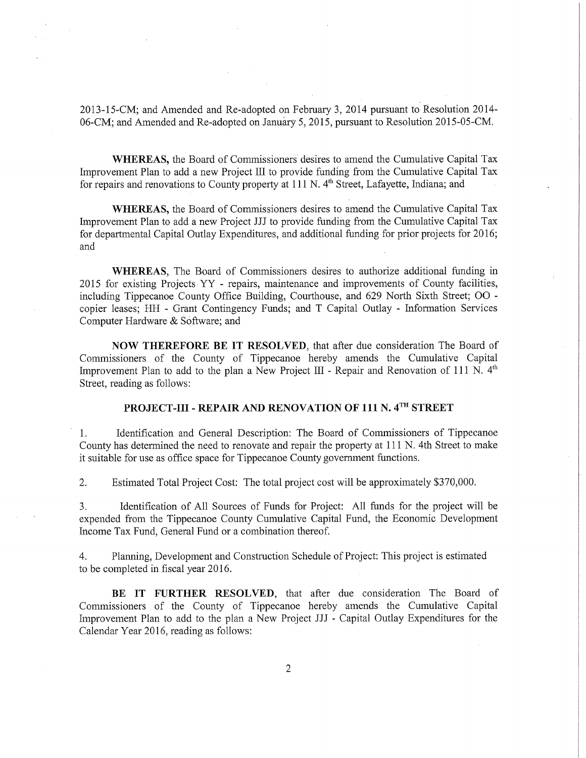2013-15-CM; and Amended and Re-adopted on February 3, 2014 pursuant to Resolution 2014-06-CM; and Amended and Re-adopted on January 5, 2015, pursuant to Resolution 2015-05-CM.

**WHEREAS,** the Board of Commissioners desires to amend the Cumulative Capital Tax Improvement Plan to add a new Project III to provide funding from the Cumulative Capital Tax for repairs and renovations to County property at 111 N. 4th Street, Lafayette, Indiana; and

**WHEREAS,** the Board of Commissioners desires to amend the Cumulative Capital Tax Improvement Plan to add a new Project JJJ to provide funding from the Cumulative Capital Tax for departmental Capital Outlay Expenditures, and additional funding for prior projects for 2016; and

**WHEREAS,** The Board of Commissioners desires to authorize additional funding in 2015 for existing Projects YY - repairs, maintenance and improvements of County facilities, including Tippecanoe County Office Building, Courthouse, and 629 North Sixth Street; OO - copier leases; HH - Grant Contingency Funds; and T Capital Outlay - Information Services Computer Hardware & Software; and

**NOW THEREFORE BE IT RESOLVED**, that after due consideration The Board of Commissioners of the County of Tippecanoe hereby amends the Cumulative Capital Improvement Plan to add to the plan a New Project III - Repair and Renovation of 111 N. 4th Street, reading as follows:

**PROJECT-III - REPAIR AND RENOVATION OF 111 N. 4TH STREET**

1. Identification and General Description: The Board of Commissioners of Tippecanoe County has determined the need to renovate and repair the property at 111 N. 4th Street to make it suitable for use as office space for Tippecanoe County government functions.

2. Estimated Total Project Cost: The total project cost will be approximately $370,000.

3. Identification of All Sources of Funds for Project: All funds for the project will be expended from the Tippecanoe County Cumulative Capital Fund, the Economic Development Income Tax Fund, General Fund or a combination thereof.

4. Planning, Development and Construction Schedule of Project: This project is estimated to be completed in fiscal year 2016.

**BE IT FURTHER RESOLVED**, that after due consideration The Board of Commissioners of the County of Tippecanoe hereby amends the Cumulative Capital Improvement Plan to add to the plan a New Project JJJ - Capital Outlay Expenditures for the Calendar Year 2016, reading as follows: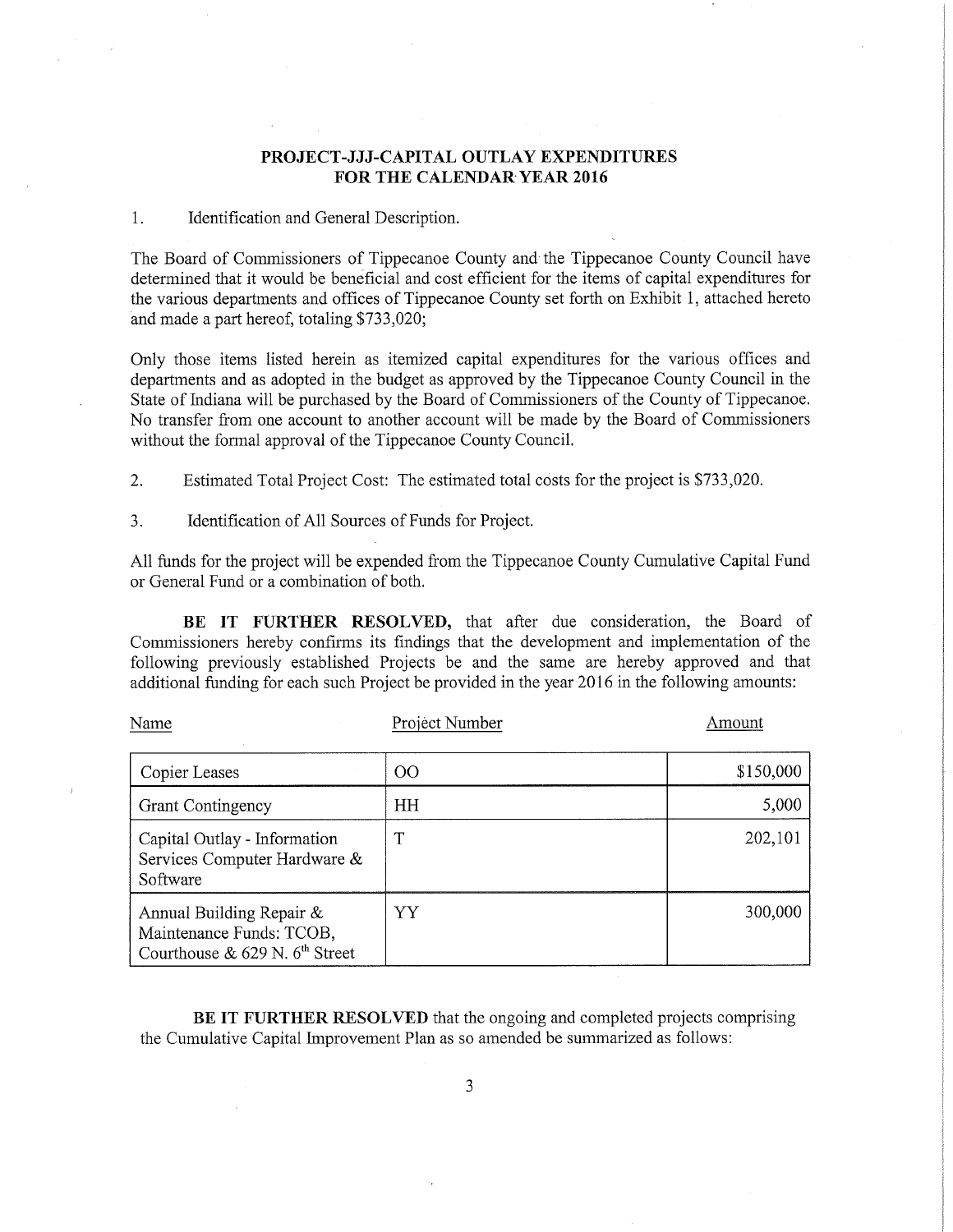**PROJECT-JJJ-CAPITAL OUTLAY EXPENDITURES**
**FOR THE CALENDAR YEAR 2016**

1. Identification and General Description.

The Board of Commissioners of Tippecanoe County and the Tippecanoe County Council have determined that it would be beneficial and cost efficient for the items of capital expenditures for the various departments and offices of Tippecanoe County set forth on Exhibit 1, attached hereto and made a part hereof, totaling $733,020;

Only those items listed herein as itemized capital expenditures for the various offices and departments and as adopted in the budget as approved by the Tippecanoe County Council in the State of Indiana will be purchased by the Board of Commissioners of the County of Tippecanoe. No transfer from one account to another account will be made by the Board of Commissioners without the formal approval of the Tippecanoe County Council.

2. Estimated Total Project Cost: The estimated total costs for the project is $733,020.

3. Identification of All Sources of Funds for Project.

All funds for the project will be expended from the Tippecanoe County Cumulative Capital Fund or General Fund or a combination of both.

**BE IT FURTHER RESOLVED,** that after due consideration, the Board of Commissioners hereby confirms its findings that the development and implementation of the following previously established Projects be and the same are hereby approved and that additional funding for each such Project be provided in the year 2016 in the following amounts:

| Name | Project Number | Amount |
|---|---|---|
| Copier Leases | OO | $150,000 |
| Grant Contingency | HH | 5,000 |
| Capital Outlay - Information Services Computer Hardware & Software | T | 202,101 |
| Annual Building Repair & Maintenance Funds: TCOB, Courthouse & 629 N. 6th Street | YY | 300,000 |

**BE IT FURTHER RESOLVED** that the ongoing and completed projects comprising the Cumulative Capital Improvement Plan as so amended be summarized as follows: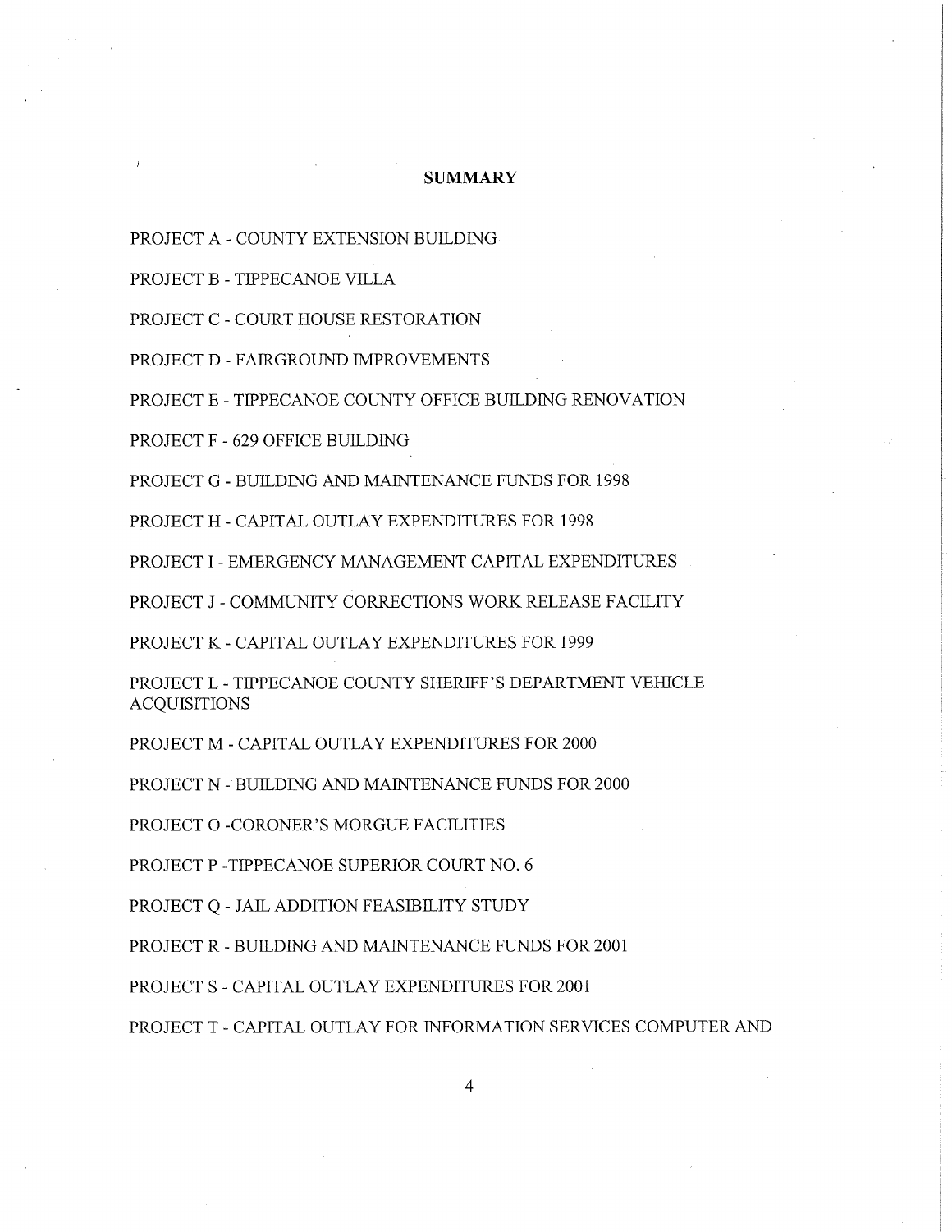**SUMMARY**

PROJECT A - COUNTY EXTENSION BUILDING

PROJECT B - TIPPECANOE VILLA

PROJECT C - COURT HOUSE RESTORATION

PROJECT D - FAIRGROUND IMPROVEMENTS

PROJECT E - TIPPECANOE COUNTY OFFICE BUILDING RENOVATION

PROJECT F - 629 OFFICE BUILDING

PROJECT G - BUILDING AND MAINTENANCE FUNDS FOR 1998

PROJECT H - CAPITAL OUTLAY EXPENDITURES FOR 1998

PROJECT I - EMERGENCY MANAGEMENT CAPITAL EXPENDITURES

PROJECT J - COMMUNITY CORRECTIONS WORK RELEASE FACILITY

PROJECT K - CAPITAL OUTLAY EXPENDITURES FOR 1999

PROJECT L - TIPPECANOE COUNTY SHERIFF'S DEPARTMENT VEHICLE ACQUISITIONS

PROJECT M - CAPITAL OUTLAY EXPENDITURES FOR 2000

PROJECT N - BUILDING AND MAINTENANCE FUNDS FOR 2000

PROJECT O -CORONER'S MORGUE FACILITIES

PROJECT P -TIPPECANOE SUPERIOR COURT NO. 6

PROJECT Q - JAIL ADDITION FEASIBILITY STUDY

PROJECT R - BUILDING AND MAINTENANCE FUNDS FOR 2001

PROJECT S - CAPITAL OUTLAY EXPENDITURES FOR 2001

PROJECT T - CAPITAL OUTLAY FOR INFORMATION SERVICES COMPUTER AND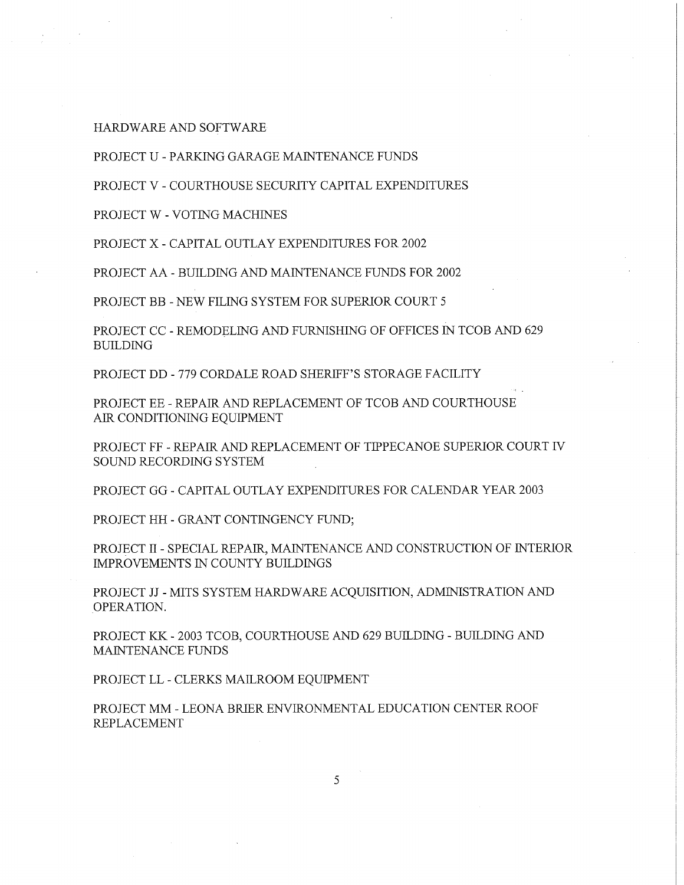HARDWARE AND SOFTWARE

PROJECT U - PARKING GARAGE MAINTENANCE FUNDS

PROJECT V - COURTHOUSE SECURITY CAPITAL EXPENDITURES

PROJECT W - VOTING MACHINES

PROJECT X - CAPITAL OUTLAY EXPENDITURES FOR 2002

PROJECT AA - BUILDING AND MAINTENANCE FUNDS FOR 2002

PROJECT BB - NEW FILING SYSTEM FOR SUPERIOR COURT 5

PROJECT CC - REMODELING AND FURNISHING OF OFFICES IN TCOB AND 629 BUILDING

PROJECT DD - 779 CORDALE ROAD SHERIFF'S STORAGE FACILITY

PROJECT EE - REPAIR AND REPLACEMENT OF TCOB AND COURTHOUSE AIR CONDITIONING EQUIPMENT

PROJECT FF - REPAIR AND REPLACEMENT OF TIPPECANOE SUPERIOR COURT IV SOUND RECORDING SYSTEM

PROJECT GG - CAPITAL OUTLAY EXPENDITURES FOR CALENDAR YEAR 2003

PROJECT HH - GRANT CONTINGENCY FUND;

PROJECT II - SPECIAL REPAIR, MAINTENANCE AND CONSTRUCTION OF INTERIOR IMPROVEMENTS IN COUNTY BUILDINGS

PROJECT JJ - MITS SYSTEM HARDWARE ACQUISITION, ADMINISTRATION AND OPERATION.

PROJECT KK - 2003 TCOB, COURTHOUSE AND 629 BUILDING - BUILDING AND MAINTENANCE FUNDS

PROJECT LL - CLERKS MAILROOM EQUIPMENT

PROJECT MM - LEONA BRIER ENVIRONMENTAL EDUCATION CENTER ROOF REPLACEMENT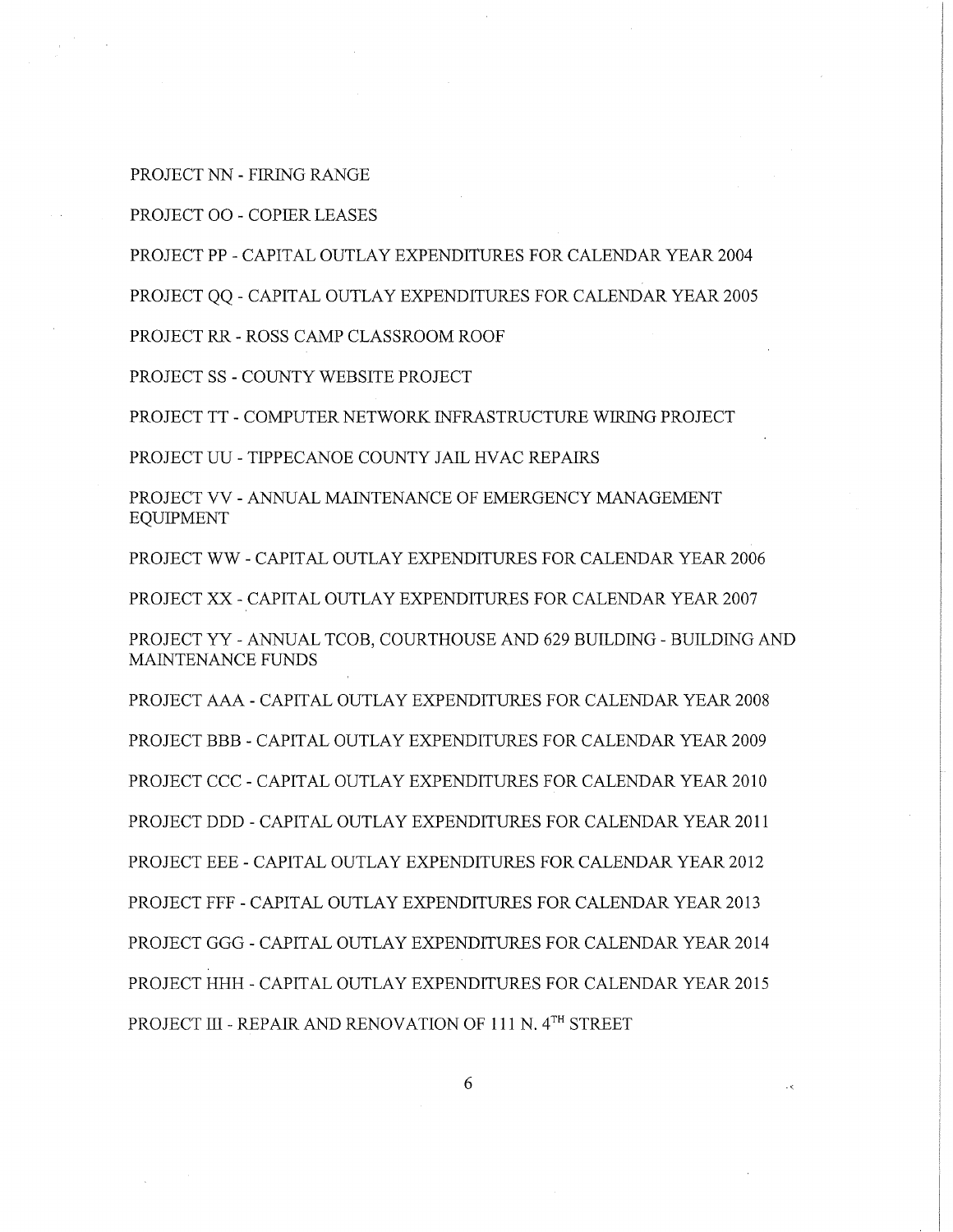PROJECT NN - FIRING RANGE

PROJECT OO - COPIER LEASES

PROJECT PP - CAPITAL OUTLAY EXPENDITURES FOR CALENDAR YEAR 2004

PROJECT QQ - CAPITAL OUTLAY EXPENDITURES FOR CALENDAR YEAR 2005

PROJECT RR - ROSS CAMP CLASSROOM ROOF

PROJECT SS - COUNTY WEBSITE PROJECT

PROJECT TT - COMPUTER NETWORK INFRASTRUCTURE WIRING PROJECT

PROJECT UU - TIPPECANOE COUNTY JAIL HVAC REPAIRS

PROJECT VV - ANNUAL MAINTENANCE OF EMERGENCY MANAGEMENT EQUIPMENT

PROJECT WW - CAPITAL OUTLAY EXPENDITURES FOR CALENDAR YEAR 2006

PROJECT XX - CAPITAL OUTLAY EXPENDITURES FOR CALENDAR YEAR 2007

PROJECT YY - ANNUAL TCOB, COURTHOUSE AND 629 BUILDING - BUILDING AND MAINTENANCE FUNDS

PROJECT AAA - CAPITAL OUTLAY EXPENDITURES FOR CALENDAR YEAR 2008

PROJECT BBB - CAPITAL OUTLAY EXPENDITURES FOR CALENDAR YEAR 2009

PROJECT CCC - CAPITAL OUTLAY EXPENDITURES FOR CALENDAR YEAR 2010

PROJECT DDD - CAPITAL OUTLAY EXPENDITURES FOR CALENDAR YEAR 2011

PROJECT EEE - CAPITAL OUTLAY EXPENDITURES FOR CALENDAR YEAR 2012

PROJECT FFF - CAPITAL OUTLAY EXPENDITURES FOR CALENDAR YEAR 2013

PROJECT GGG - CAPITAL OUTLAY EXPENDITURES FOR CALENDAR YEAR 2014

PROJECT HHH - CAPITAL OUTLAY EXPENDITURES FOR CALENDAR YEAR 2015

PROJECT III - REPAIR AND RENOVATION OF 111 N. 4TH STREET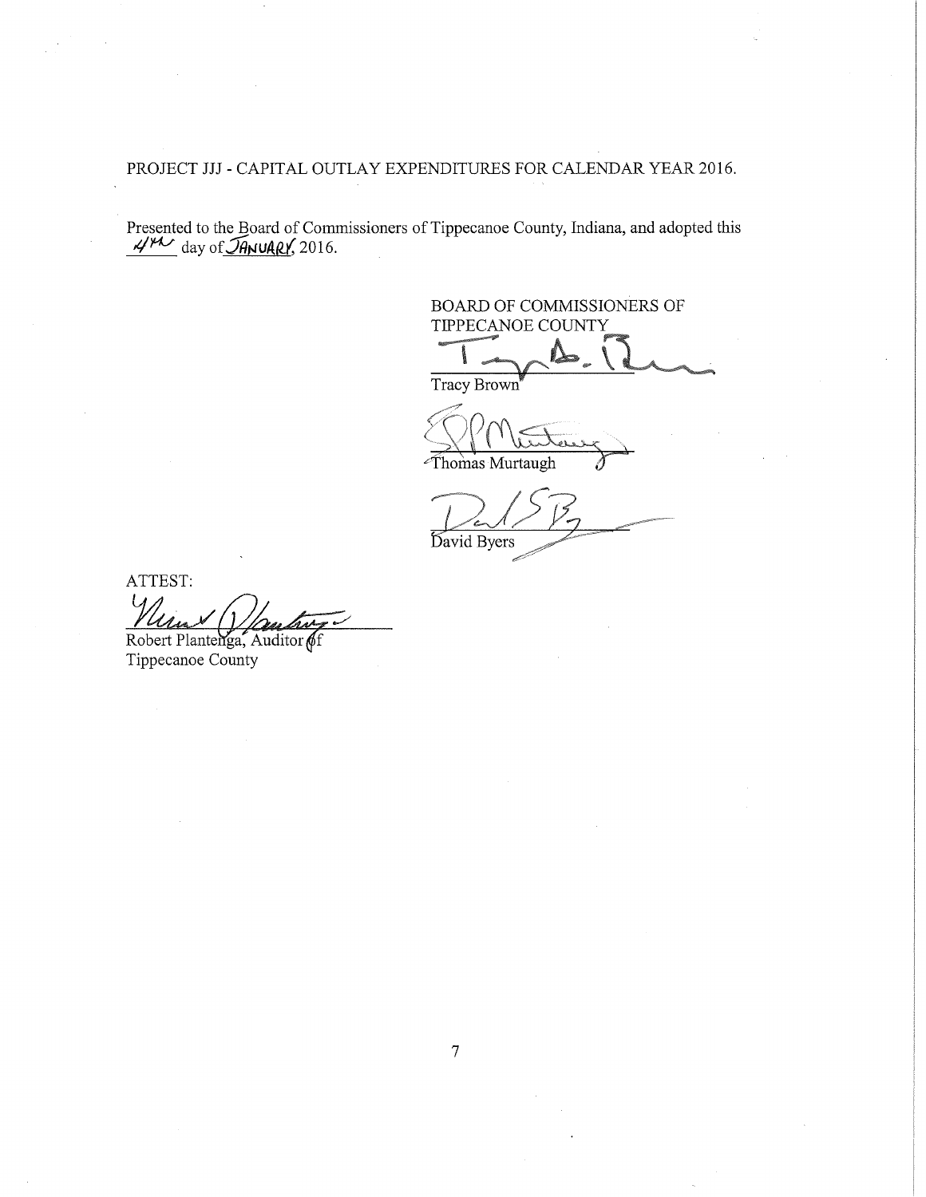PROJECT JJJ - CAPITAL OUTLAY EXPENDITURES FOR CALENDAR YEAR 2016.

Presented to the Board of Commissioners of Tippecanoe County, Indiana, and adopted this 4th day of JANUARY, 2016.

BOARD OF COMMISSIONERS OF TIPPECANOE COUNTY

Tracy Brown

Thomas Murtaugh

David Byers

ATTEST:

Robert Plantenga, Auditor of Tippecanoe County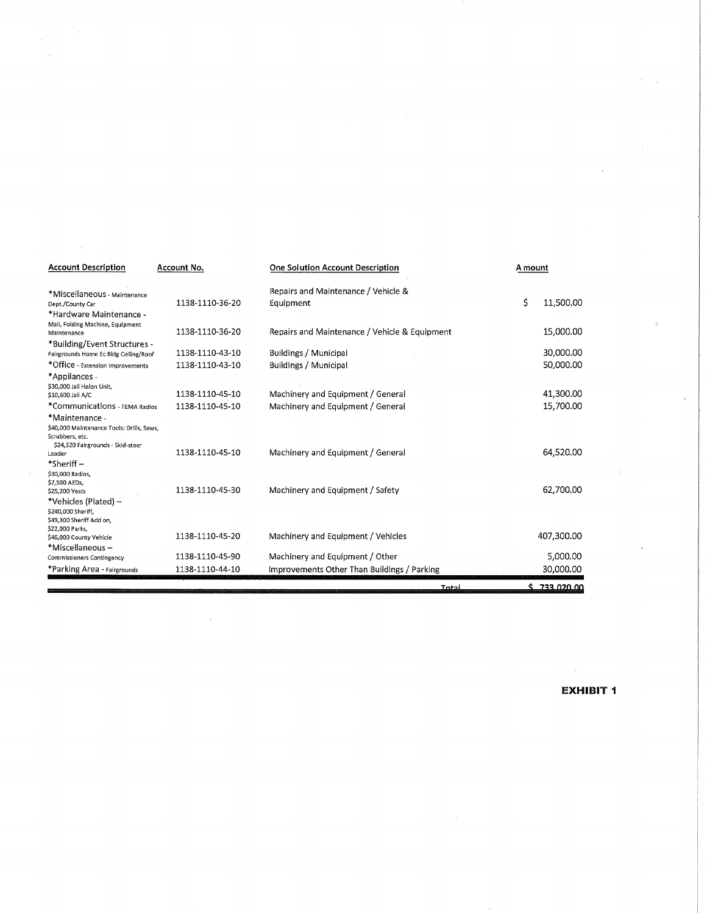| Account Description | Account No. | One Solution Account Description | Amount |
|---|---|---|---|
| *Miscellaneous - Maintenance Dept./County Car | 1138-1110-36-20 | Repairs and Maintenance / Vehicle & Equipment | $ 11,500.00 |
| *Hardware Maintenance - Mail, Folding Machine, Equipment Maintenance | 1138-1110-36-20 | Repairs and Maintenance / Vehicle & Equipment | 15,000.00 |
| *Building/Event Structures - Fairgrounds Home Ec Bldg Ceiling/Roof | 1138-1110-43-10 | Buildings / Municipal | 30,000.00 |
| *Office - Extension Improvements | 1138-1110-43-10 | Buildings / Municipal | 50,000.00 |
| *Appliances - $30,000 Jail Halon Unit, $10,600 Jail A/C | 1138-1110-45-10 | Machinery and Equipment / General | 41,300.00 |
| *Communications - TEMA Radios | 1138-1110-45-10 | Machinery and Equipment / General | 15,700.00 |
| *Maintenance - $40,000 Maintenance Tools: Drills, Saws, Scrubbers, etc. $24,520 Fairgrounds - Skid-steer Loader | 1138-1110-45-10 | Machinery and Equipment / General | 64,520.00 |
| *Sheriff – $30,000 Radios, $7,500 AEDs, $25,200 Vests | 1138-1110-45-30 | Machinery and Equipment / Safety | 62,700.00 |
| *Vehicles (Plated) – $240,000 Sheriff, $49,300 Sheriff Add on, $22,000 Parks, $46,000 County Vehicle | 1138-1110-45-20 | Machinery and Equipment / Vehicles | 407,300.00 |
| *Miscellaneous – Commissioners Contingency | 1138-1110-45-90 | Machinery and Equipment / Other | 5,000.00 |
| *Parking Area - Fairgrounds | 1138-1110-44-10 | Improvements Other Than Buildings / Parking | 30,000.00 |
| | | Total | $ 733,020.00 |

**EXHIBIT 1**